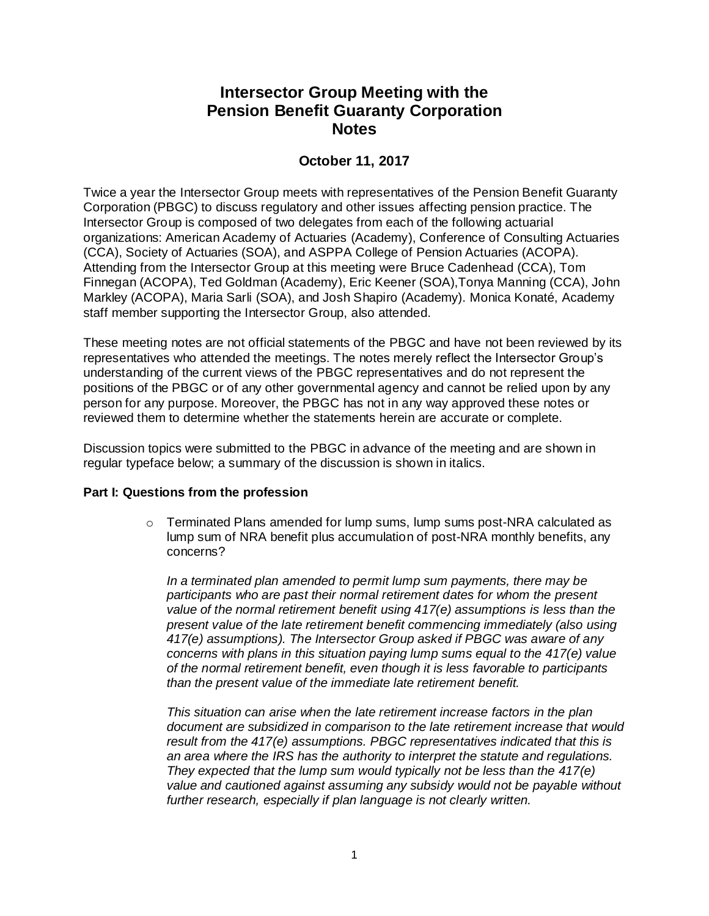# Intersector Group Meeting with the Pension Benefit Guaranty Corporation Notes

## October 11, 2017

Twice a year the Intersector Group meets with representatives of the Pension Benefit Guaranty Corporation (PBGC) to discuss regulatory and other issues affecting pension practice. The Intersector Group is composed of two delegates from each of the following actuarial organizations: American Academy of Actuaries (Academy), Conference of Consulting Actuaries (CCA), Society of Actuaries (SOA), and ASPPA College of Pension Actuaries (ACOPA). Attending from the Intersector Group at this meeting were Bruce Cadenhead (CCA), Tom Finnegan (ACOPA), Ted Goldman (Academy), Eric Keener (SOA),Tonya Manning (CCA), John Markley (ACOPA), Maria Sarli (SOA), and Josh Shapiro (Academy). Monica Konaté, Academy staff member supporting the Intersector Group, also attended.

These meeting notes are not official statements of the PBGC and have not been reviewed by its representatives who attended the meetings. The notes merely reflect the Intersector Group's understanding of the current views of the PBGC representatives and do not represent the positions of the PBGC or of any other governmental agency and cannot be relied upon by any person for any purpose. Moreover, the PBGC has not in any way approved these notes or reviewed them to determine whether the statements herein are accurate or complete.

Discussion topics were submitted to the PBGC in advance of the meeting and are shown in regular typeface below; a summary of the discussion is shown in italics.

**Part I: Questions from the profession**

- Terminated Plans amended for lump sums, lump sums post-NRA calculated as lump sum of NRA benefit plus accumulation of post-NRA monthly benefits, any concerns?

  *In a terminated plan amended to permit lump sum payments, there may be participants who are past their normal retirement dates for whom the present value of the normal retirement benefit using 417(e) assumptions is less than the present value of the late retirement benefit commencing immediately (also using 417(e) assumptions). The Intersector Group asked if PBGC was aware of any concerns with plans in this situation paying lump sums equal to the 417(e) value of the normal retirement benefit, even though it is less favorable to participants than the present value of the immediate late retirement benefit.*

  *This situation can arise when the late retirement increase factors in the plan document are subsidized in comparison to the late retirement increase that would result from the 417(e) assumptions. PBGC representatives indicated that this is an area where the IRS has the authority to interpret the statute and regulations. They expected that the lump sum would typically not be less than the 417(e) value and cautioned against assuming any subsidy would not be payable without further research, especially if plan language is not clearly written.*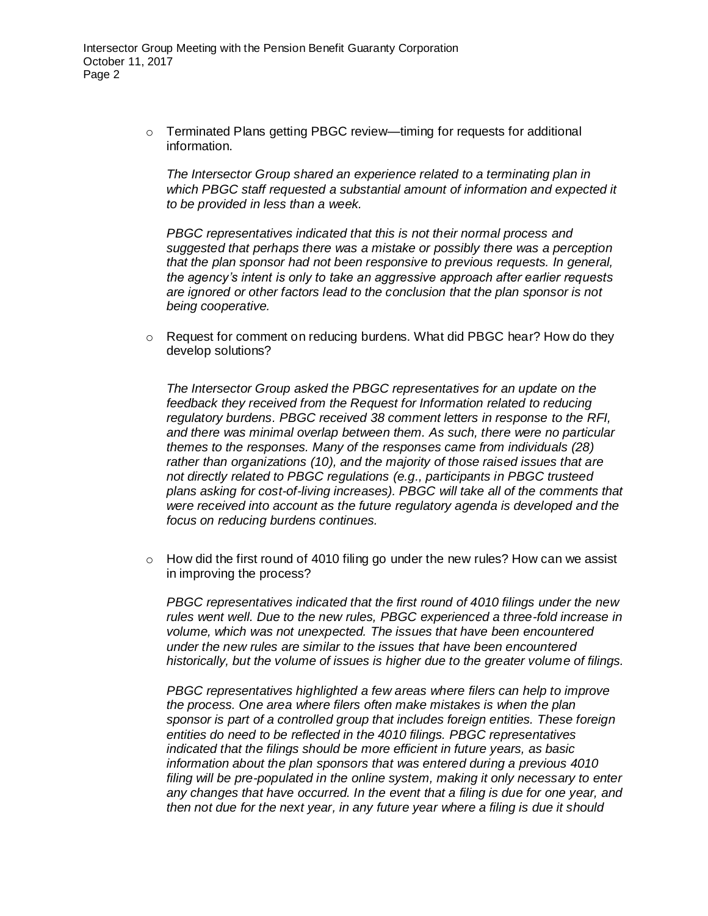- Terminated Plans getting PBGC review—timing for requests for additional information.

  *The Intersector Group shared an experience related to a terminating plan in which PBGC staff requested a substantial amount of information and expected it to be provided in less than a week.*

  *PBGC representatives indicated that this is not their normal process and suggested that perhaps there was a mistake or possibly there was a perception that the plan sponsor had not been responsive to previous requests. In general, the agency's intent is only to take an aggressive approach after earlier requests are ignored or other factors lead to the conclusion that the plan sponsor is not being cooperative.*

- Request for comment on reducing burdens. What did PBGC hear? How do they develop solutions?

  *The Intersector Group asked the PBGC representatives for an update on the feedback they received from the Request for Information related to reducing regulatory burdens. PBGC received 38 comment letters in response to the RFI, and there was minimal overlap between them. As such, there were no particular themes to the responses. Many of the responses came from individuals (28) rather than organizations (10), and the majority of those raised issues that are not directly related to PBGC regulations (e.g., participants in PBGC trusteed plans asking for cost-of-living increases). PBGC will take all of the comments that were received into account as the future regulatory agenda is developed and the focus on reducing burdens continues.*

- How did the first round of 4010 filing go under the new rules? How can we assist in improving the process?

  *PBGC representatives indicated that the first round of 4010 filings under the new rules went well. Due to the new rules, PBGC experienced a three-fold increase in volume, which was not unexpected. The issues that have been encountered under the new rules are similar to the issues that have been encountered historically, but the volume of issues is higher due to the greater volume of filings.*

  *PBGC representatives highlighted a few areas where filers can help to improve the process. One area where filers often make mistakes is when the plan sponsor is part of a controlled group that includes foreign entities. These foreign entities do need to be reflected in the 4010 filings. PBGC representatives indicated that the filings should be more efficient in future years, as basic information about the plan sponsors that was entered during a previous 4010 filing will be pre-populated in the online system, making it only necessary to enter any changes that have occurred. In the event that a filing is due for one year, and then not due for the next year, in any future year where a filing is due it should*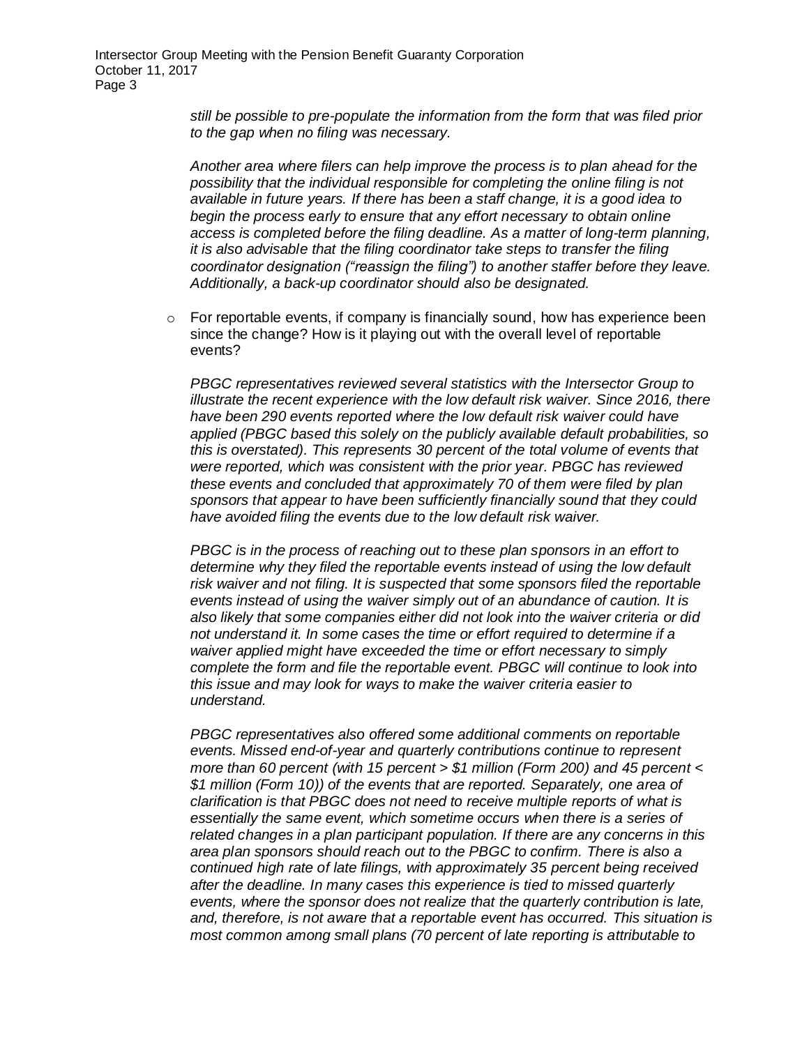*still be possible to pre-populate the information from the form that was filed prior to the gap when no filing was necessary.*

*Another area where filers can help improve the process is to plan ahead for the possibility that the individual responsible for completing the online filing is not available in future years. If there has been a staff change, it is a good idea to begin the process early to ensure that any effort necessary to obtain online access is completed before the filing deadline. As a matter of long-term planning, it is also advisable that the filing coordinator take steps to transfer the filing coordinator designation ("reassign the filing") to another staffer before they leave. Additionally, a back-up coordinator should also be designated.*

- For reportable events, if company is financially sound, how has experience been since the change? How is it playing out with the overall level of reportable events?

  *PBGC representatives reviewed several statistics with the Intersector Group to illustrate the recent experience with the low default risk waiver. Since 2016, there have been 290 events reported where the low default risk waiver could have applied (PBGC based this solely on the publicly available default probabilities, so this is overstated). This represents 30 percent of the total volume of events that were reported, which was consistent with the prior year. PBGC has reviewed these events and concluded that approximately 70 of them were filed by plan sponsors that appear to have been sufficiently financially sound that they could have avoided filing the events due to the low default risk waiver.*

  *PBGC is in the process of reaching out to these plan sponsors in an effort to determine why they filed the reportable events instead of using the low default risk waiver and not filing. It is suspected that some sponsors filed the reportable events instead of using the waiver simply out of an abundance of caution. It is also likely that some companies either did not look into the waiver criteria or did not understand it. In some cases the time or effort required to determine if a waiver applied might have exceeded the time or effort necessary to simply complete the form and file the reportable event. PBGC will continue to look into this issue and may look for ways to make the waiver criteria easier to understand.*

  *PBGC representatives also offered some additional comments on reportable events. Missed end-of-year and quarterly contributions continue to represent more than 60 percent (with 15 percent > $1 million (Form 200) and 45 percent < $1 million (Form 10)) of the events that are reported. Separately, one area of clarification is that PBGC does not need to receive multiple reports of what is essentially the same event, which sometime occurs when there is a series of related changes in a plan participant population. If there are any concerns in this area plan sponsors should reach out to the PBGC to confirm. There is also a continued high rate of late filings, with approximately 35 percent being received after the deadline. In many cases this experience is tied to missed quarterly events, where the sponsor does not realize that the quarterly contribution is late, and, therefore, is not aware that a reportable event has occurred. This situation is most common among small plans (70 percent of late reporting is attributable to*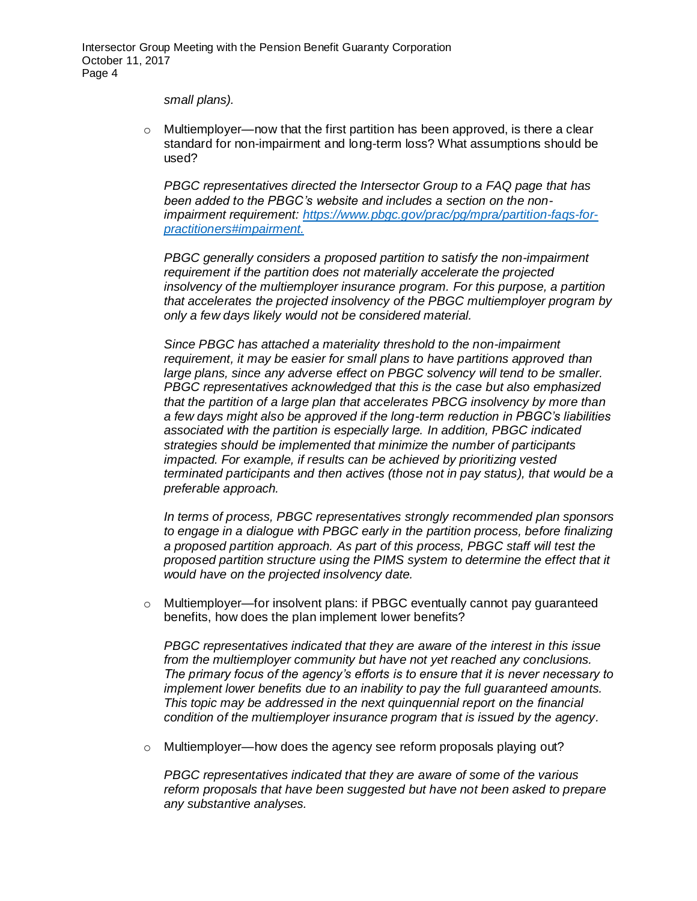*small plans).*

- Multiemployer—now that the first partition has been approved, is there a clear standard for non-impairment and long-term loss? What assumptions should be used?

  *PBGC representatives directed the Intersector Group to a FAQ page that has been added to the PBGC's website and includes a section on the non-impairment requirement: [https://www.pbgc.gov/prac/pg/mpra/partition-faqs-for-practitioners#impairment.](https://www.pbgc.gov/prac/pg/mpra/partition-faqs-for-practitioners#impairment)*

  *PBGC generally considers a proposed partition to satisfy the non-impairment requirement if the partition does not materially accelerate the projected insolvency of the multiemployer insurance program. For this purpose, a partition that accelerates the projected insolvency of the PBGC multiemployer program by only a few days likely would not be considered material.*

  *Since PBGC has attached a materiality threshold to the non-impairment requirement, it may be easier for small plans to have partitions approved than large plans, since any adverse effect on PBGC solvency will tend to be smaller. PBGC representatives acknowledged that this is the case but also emphasized that the partition of a large plan that accelerates PBCG insolvency by more than a few days might also be approved if the long-term reduction in PBGC's liabilities associated with the partition is especially large. In addition, PBGC indicated strategies should be implemented that minimize the number of participants impacted. For example, if results can be achieved by prioritizing vested terminated participants and then actives (those not in pay status), that would be a preferable approach.*

  *In terms of process, PBGC representatives strongly recommended plan sponsors to engage in a dialogue with PBGC early in the partition process, before finalizing a proposed partition approach. As part of this process, PBGC staff will test the proposed partition structure using the PIMS system to determine the effect that it would have on the projected insolvency date.*

- Multiemployer—for insolvent plans: if PBGC eventually cannot pay guaranteed benefits, how does the plan implement lower benefits?

  *PBGC representatives indicated that they are aware of the interest in this issue from the multiemployer community but have not yet reached any conclusions. The primary focus of the agency's efforts is to ensure that it is never necessary to implement lower benefits due to an inability to pay the full guaranteed amounts. This topic may be addressed in the next quinquennial report on the financial condition of the multiemployer insurance program that is issued by the agency.*

- Multiemployer—how does the agency see reform proposals playing out?

  *PBGC representatives indicated that they are aware of some of the various reform proposals that have been suggested but have not been asked to prepare any substantive analyses.*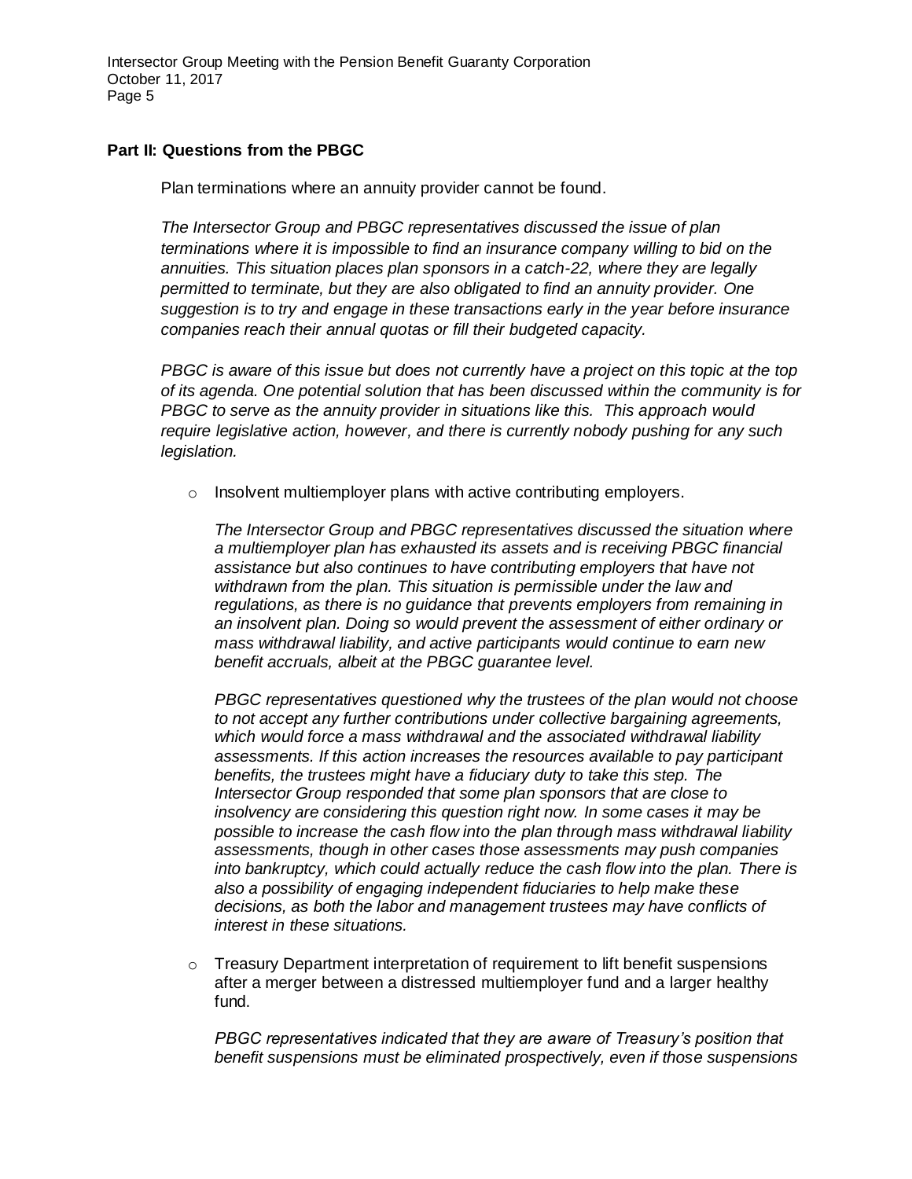**Part II: Questions from the PBGC**

Plan terminations where an annuity provider cannot be found.

*The Intersector Group and PBGC representatives discussed the issue of plan terminations where it is impossible to find an insurance company willing to bid on the annuities. This situation places plan sponsors in a catch-22, where they are legally permitted to terminate, but they are also obligated to find an annuity provider. One suggestion is to try and engage in these transactions early in the year before insurance companies reach their annual quotas or fill their budgeted capacity.*

*PBGC is aware of this issue but does not currently have a project on this topic at the top of its agenda. One potential solution that has been discussed within the community is for PBGC to serve as the annuity provider in situations like this. This approach would require legislative action, however, and there is currently nobody pushing for any such legislation.*

- Insolvent multiemployer plans with active contributing employers.

  *The Intersector Group and PBGC representatives discussed the situation where a multiemployer plan has exhausted its assets and is receiving PBGC financial assistance but also continues to have contributing employers that have not withdrawn from the plan. This situation is permissible under the law and regulations, as there is no guidance that prevents employers from remaining in an insolvent plan. Doing so would prevent the assessment of either ordinary or mass withdrawal liability, and active participants would continue to earn new benefit accruals, albeit at the PBGC guarantee level.*

  *PBGC representatives questioned why the trustees of the plan would not choose to not accept any further contributions under collective bargaining agreements, which would force a mass withdrawal and the associated withdrawal liability assessments. If this action increases the resources available to pay participant benefits, the trustees might have a fiduciary duty to take this step. The Intersector Group responded that some plan sponsors that are close to insolvency are considering this question right now. In some cases it may be possible to increase the cash flow into the plan through mass withdrawal liability assessments, though in other cases those assessments may push companies into bankruptcy, which could actually reduce the cash flow into the plan. There is also a possibility of engaging independent fiduciaries to help make these decisions, as both the labor and management trustees may have conflicts of interest in these situations.*

- Treasury Department interpretation of requirement to lift benefit suspensions after a merger between a distressed multiemployer fund and a larger healthy fund.

  *PBGC representatives indicated that they are aware of Treasury's position that benefit suspensions must be eliminated prospectively, even if those suspensions*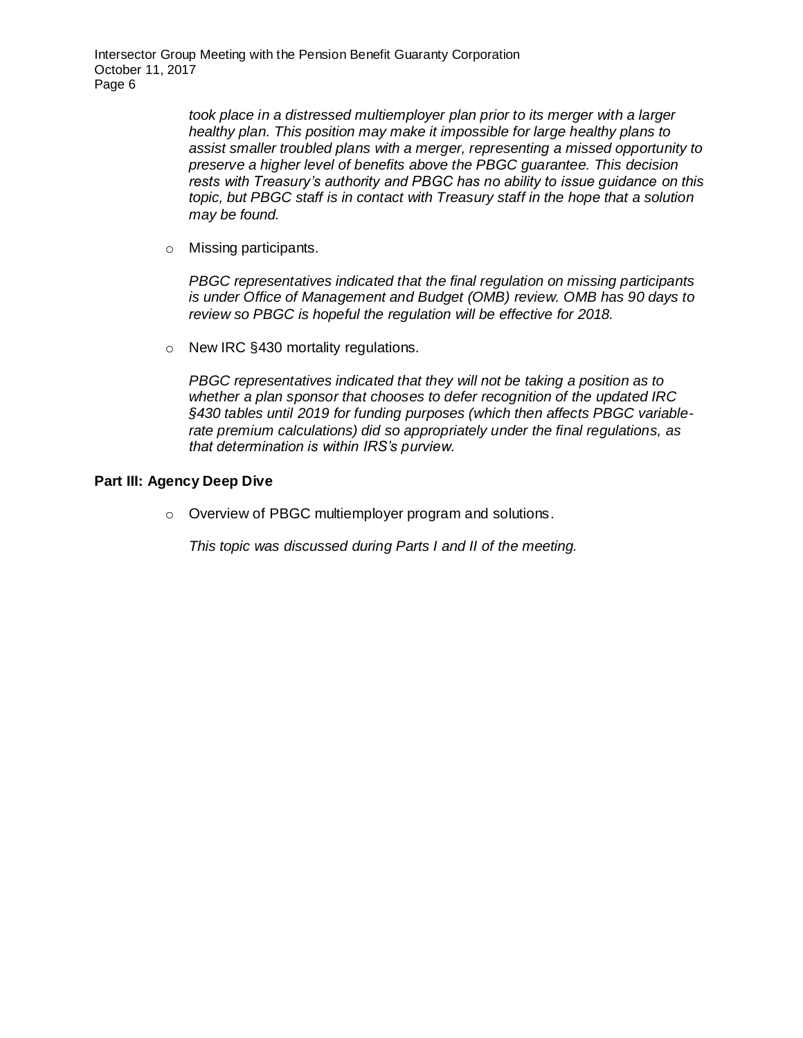*took place in a distressed multiemployer plan prior to its merger with a larger healthy plan. This position may make it impossible for large healthy plans to assist smaller troubled plans with a merger, representing a missed opportunity to preserve a higher level of benefits above the PBGC guarantee. This decision rests with Treasury's authority and PBGC has no ability to issue guidance on this topic, but PBGC staff is in contact with Treasury staff in the hope that a solution may be found.*

- Missing participants.

  *PBGC representatives indicated that the final regulation on missing participants is under Office of Management and Budget (OMB) review. OMB has 90 days to review so PBGC is hopeful the regulation will be effective for 2018.*

- New IRC §430 mortality regulations.

  *PBGC representatives indicated that they will not be taking a position as to whether a plan sponsor that chooses to defer recognition of the updated IRC §430 tables until 2019 for funding purposes (which then affects PBGC variable-rate premium calculations) did so appropriately under the final regulations, as that determination is within IRS's purview.*

**Part III: Agency Deep Dive**

- Overview of PBGC multiemployer program and solutions.

  *This topic was discussed during Parts I and II of the meeting.*